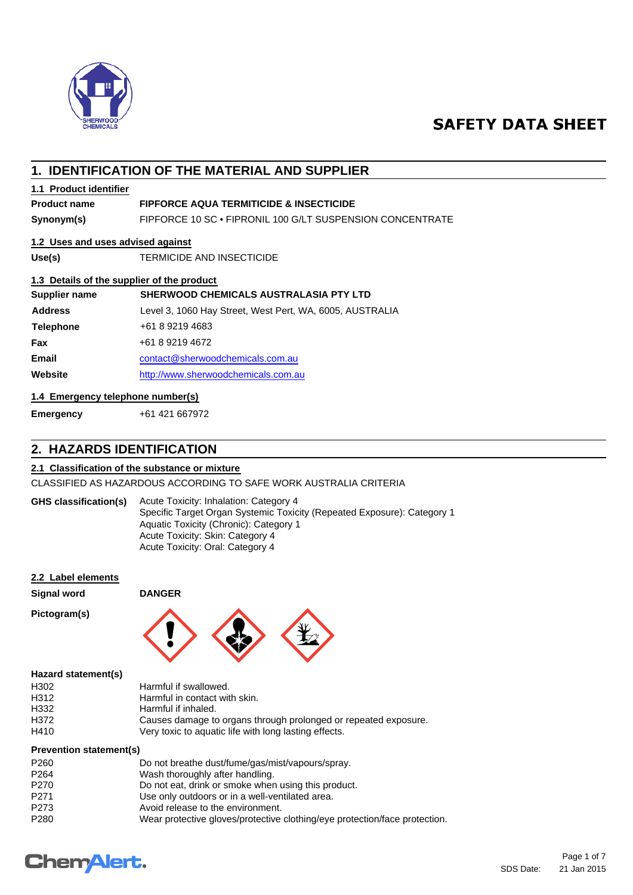# SAFETY DATA SHEET

## 1. IDENTIFICATION OF THE MATERIAL AND SUPPLIER

### 1.1 Product identifier

| | |
|---|---|
| **Product name** | **FIPFORCE AQUA TERMITICIDE & INSECTICIDE** |
| **Synonym(s)** | FIPFORCE 10 SC • FIPRONIL 100 G/LT SUSPENSION CONCENTRATE |

### 1.2 Uses and uses advised against

| | |
|---|---|
| **Use(s)** | TERMICIDE AND INSECTICIDE |

### 1.3 Details of the supplier of the product

| | |
|---|---|
| **Supplier name** | **SHERWOOD CHEMICALS AUSTRALASIA PTY LTD** |
| **Address** | Level 3, 1060 Hay Street, West Pert, WA, 6005, AUSTRALIA |
| **Telephone** | +61 8 9219 4683 |
| **Fax** | +61 8 9219 4672 |
| **Email** | contact@sherwoodchemicals.com.au |
| **Website** | http://www.sherwoodchemicals.com.au |

### 1.4 Emergency telephone number(s)

| | |
|---|---|
| **Emergency** | +61 421 667972 |

## 2. HAZARDS IDENTIFICATION

### 2.1 Classification of the substance or mixture

CLASSIFIED AS HAZARDOUS ACCORDING TO SAFE WORK AUSTRALIA CRITERIA

**GHS classification(s)**
- Acute Toxicity: Inhalation: Category 4
- Specific Target Organ Systemic Toxicity (Repeated Exposure): Category 1
- Aquatic Toxicity (Chronic): Category 1
- Acute Toxicity: Skin: Category 4
- Acute Toxicity: Oral: Category 4

### 2.2 Label elements

**Signal word** **DANGER**

**Pictogram(s)**

**Hazard statement(s)**

| | |
|---|---|
| H302 | Harmful if swallowed. |
| H312 | Harmful in contact with skin. |
| H332 | Harmful if inhaled. |
| H372 | Causes damage to organs through prolonged or repeated exposure. |
| H410 | Very toxic to aquatic life with long lasting effects. |

**Prevention statement(s)**

| | |
|---|---|
| P260 | Do not breathe dust/fume/gas/mist/vapours/spray. |
| P264 | Wash thoroughly after handling. |
| P270 | Do not eat, drink or smoke when using this product. |
| P271 | Use only outdoors or in a well-ventilated area. |
| P273 | Avoid release to the environment. |
| P280 | Wear protective gloves/protective clothing/eye protection/face protection. |

SDS Date: 21 Jan 2015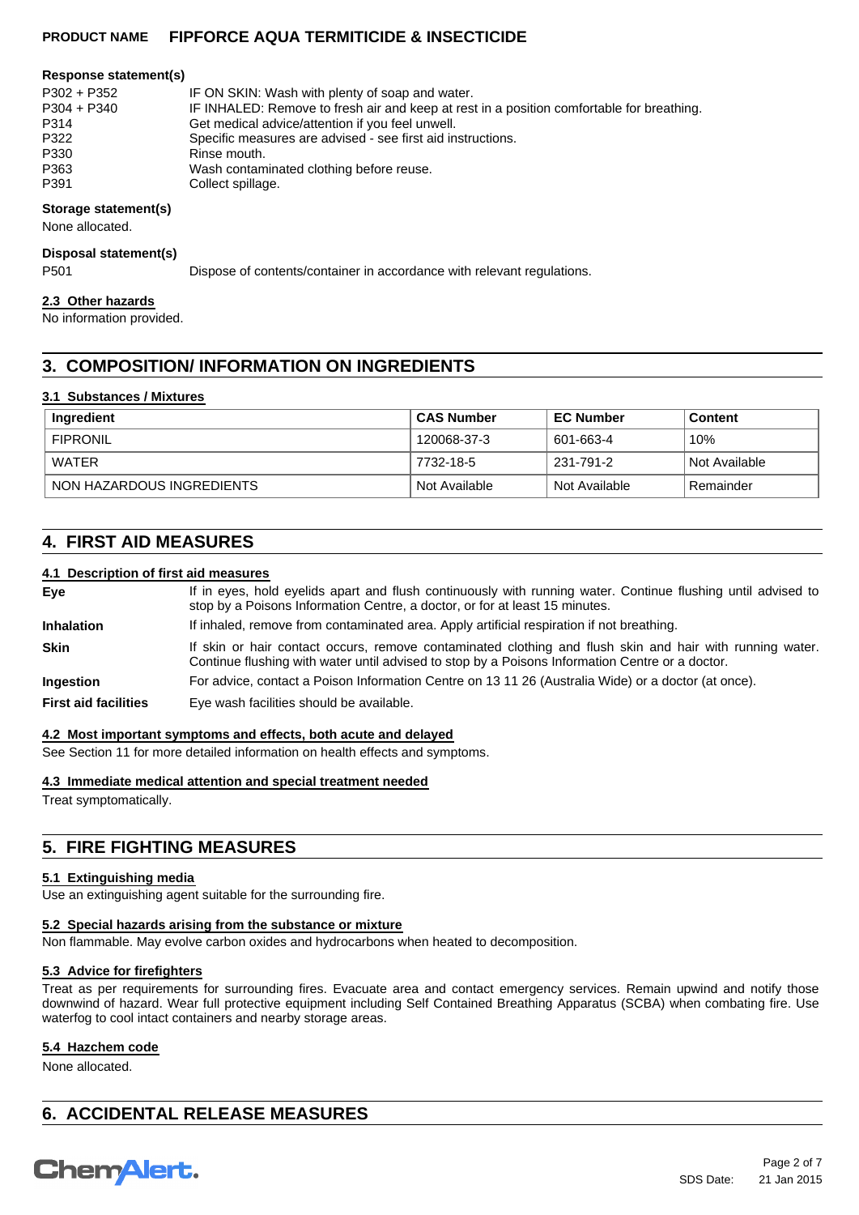**Response statement(s)**

| | |
|---|---|
| P302 + P352 | IF ON SKIN: Wash with plenty of soap and water. |
| P304 + P340 | IF INHALED: Remove to fresh air and keep at rest in a position comfortable for breathing. |
| P314 | Get medical advice/attention if you feel unwell. |
| P322 | Specific measures are advised - see first aid instructions. |
| P330 | Rinse mouth. |
| P363 | Wash contaminated clothing before reuse. |
| P391 | Collect spillage. |

**Storage statement(s)**

None allocated.

**Disposal statement(s)**

| | |
|---|---|
| P501 | Dispose of contents/container in accordance with relevant regulations. |

### 2.3 Other hazards

No information provided.

## 3. COMPOSITION/ INFORMATION ON INGREDIENTS

### 3.1 Substances / Mixtures

| Ingredient | CAS Number | EC Number | Content |
|---|---|---|---|
| FIPRONIL | 120068-37-3 | 601-663-4 | 10% |
| WATER | 7732-18-5 | 231-791-2 | Not Available |
| NON HAZARDOUS INGREDIENTS | Not Available | Not Available | Remainder |

## 4. FIRST AID MEASURES

### 4.1 Description of first aid measures

**Eye** If in eyes, hold eyelids apart and flush continuously with running water. Continue flushing until advised to stop by a Poisons Information Centre, a doctor, or for at least 15 minutes.

**Inhalation** If inhaled, remove from contaminated area. Apply artificial respiration if not breathing.

**Skin** If skin or hair contact occurs, remove contaminated clothing and flush skin and hair with running water. Continue flushing with water until advised to stop by a Poisons Information Centre or a doctor.

**Ingestion** For advice, contact a Poison Information Centre on 13 11 26 (Australia Wide) or a doctor (at once).

**First aid facilities** Eye wash facilities should be available.

### 4.2 Most important symptoms and effects, both acute and delayed

See Section 11 for more detailed information on health effects and symptoms.

### 4.3 Immediate medical attention and special treatment needed

Treat symptomatically.

## 5. FIRE FIGHTING MEASURES

### 5.1 Extinguishing media

Use an extinguishing agent suitable for the surrounding fire.

### 5.2 Special hazards arising from the substance or mixture

Non flammable. May evolve carbon oxides and hydrocarbons when heated to decomposition.

### 5.3 Advice for firefighters

Treat as per requirements for surrounding fires. Evacuate area and contact emergency services. Remain upwind and notify those downwind of hazard. Wear full protective equipment including Self Contained Breathing Apparatus (SCBA) when combating fire. Use waterfog to cool intact containers and nearby storage areas.

### 5.4 Hazchem code

None allocated.

## 6. ACCIDENTAL RELEASE MEASURES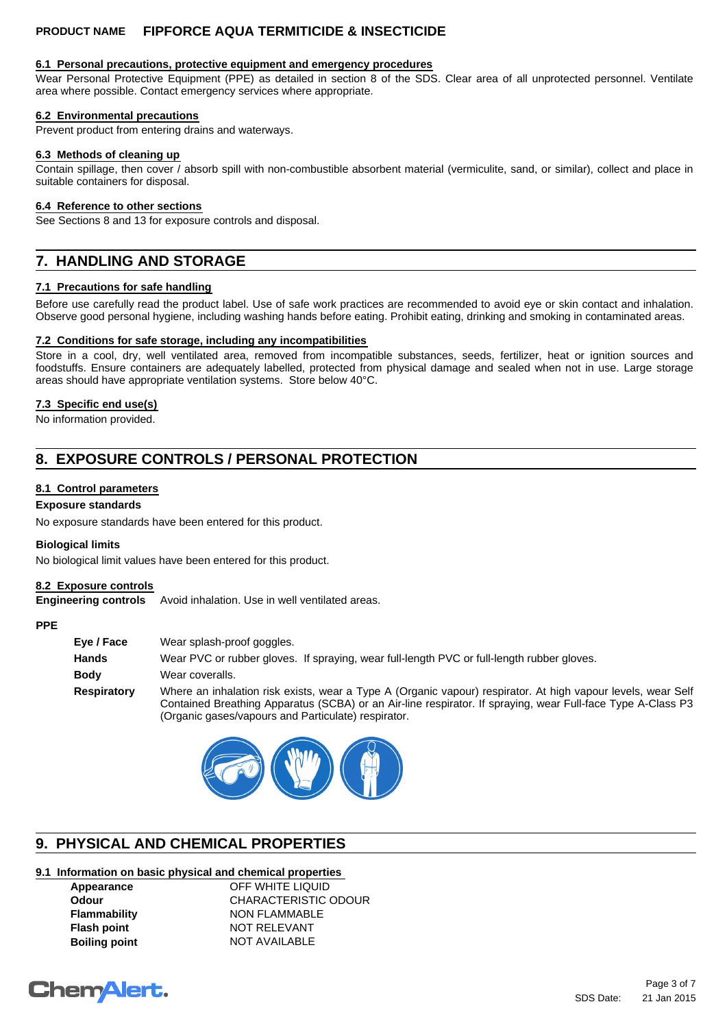#### 6.1 Personal precautions, protective equipment and emergency procedures

Wear Personal Protective Equipment (PPE) as detailed in section 8 of the SDS. Clear area of all unprotected personnel. Ventilate area where possible. Contact emergency services where appropriate.

#### 6.2 Environmental precautions

Prevent product from entering drains and waterways.

#### 6.3 Methods of cleaning up

Contain spillage, then cover / absorb spill with non-combustible absorbent material (vermiculite, sand, or similar), collect and place in suitable containers for disposal.

#### 6.4 Reference to other sections

See Sections 8 and 13 for exposure controls and disposal.

## 7. HANDLING AND STORAGE

#### 7.1 Precautions for safe handling

Before use carefully read the product label. Use of safe work practices are recommended to avoid eye or skin contact and inhalation. Observe good personal hygiene, including washing hands before eating. Prohibit eating, drinking and smoking in contaminated areas.

#### 7.2 Conditions for safe storage, including any incompatibilities

Store in a cool, dry, well ventilated area, removed from incompatible substances, seeds, fertilizer, heat or ignition sources and foodstuffs. Ensure containers are adequately labelled, protected from physical damage and sealed when not in use. Large storage areas should have appropriate ventilation systems. Store below 40°C.

#### 7.3 Specific end use(s)

No information provided.

## 8. EXPOSURE CONTROLS / PERSONAL PROTECTION

#### 8.1 Control parameters

**Exposure standards**

No exposure standards have been entered for this product.

**Biological limits**

No biological limit values have been entered for this product.

#### 8.2 Exposure controls

**Engineering controls** Avoid inhalation. Use in well ventilated areas.

**PPE**

**Eye / Face** Wear splash-proof goggles.

**Hands** Wear PVC or rubber gloves. If spraying, wear full-length PVC or full-length rubber gloves.

**Body** Wear coveralls.

**Respiratory** Where an inhalation risk exists, wear a Type A (Organic vapour) respirator. At high vapour levels, wear Self Contained Breathing Apparatus (SCBA) or an Air-line respirator. If spraying, wear Full-face Type A-Class P3 (Organic gases/vapours and Particulate) respirator.

## 9. PHYSICAL AND CHEMICAL PROPERTIES

#### 9.1 Information on basic physical and chemical properties

| | |
|---|---|
| **Appearance** | OFF WHITE LIQUID |
| **Odour** | CHARACTERISTIC ODOUR |
| **Flammability** | NON FLAMMABLE |
| **Flash point** | NOT RELEVANT |
| **Boiling point** | NOT AVAILABLE |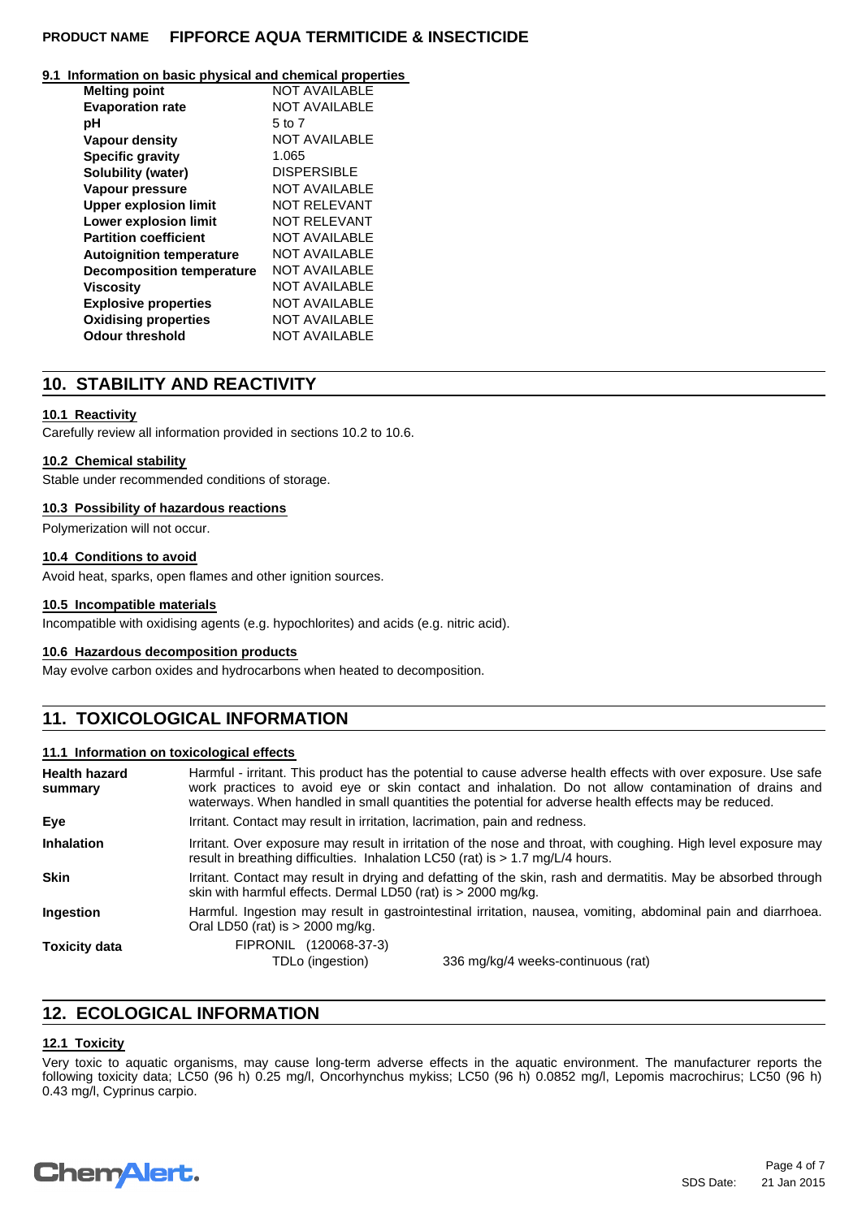### 9.1 Information on basic physical and chemical properties

| Property | Value |
| --- | --- |
| **Melting point** | NOT AVAILABLE |
| **Evaporation rate** | NOT AVAILABLE |
| **pH** | 5 to 7 |
| **Vapour density** | NOT AVAILABLE |
| **Specific gravity** | 1.065 |
| **Solubility (water)** | DISPERSIBLE |
| **Vapour pressure** | NOT AVAILABLE |
| **Upper explosion limit** | NOT RELEVANT |
| **Lower explosion limit** | NOT RELEVANT |
| **Partition coefficient** | NOT AVAILABLE |
| **Autoignition temperature** | NOT AVAILABLE |
| **Decomposition temperature** | NOT AVAILABLE |
| **Viscosity** | NOT AVAILABLE |
| **Explosive properties** | NOT AVAILABLE |
| **Oxidising properties** | NOT AVAILABLE |
| **Odour threshold** | NOT AVAILABLE |

## 10. STABILITY AND REACTIVITY

### 10.1 Reactivity

Carefully review all information provided in sections 10.2 to 10.6.

### 10.2 Chemical stability

Stable under recommended conditions of storage.

### 10.3 Possibility of hazardous reactions

Polymerization will not occur.

### 10.4 Conditions to avoid

Avoid heat, sparks, open flames and other ignition sources.

### 10.5 Incompatible materials

Incompatible with oxidising agents (e.g. hypochlorites) and acids (e.g. nitric acid).

### 10.6 Hazardous decomposition products

May evolve carbon oxides and hydrocarbons when heated to decomposition.

## 11. TOXICOLOGICAL INFORMATION

### 11.1 Information on toxicological effects

| | |
| --- | --- |
| **Health hazard summary** | Harmful - irritant. This product has the potential to cause adverse health effects with over exposure. Use safe work practices to avoid eye or skin contact and inhalation. Do not allow contamination of drains and waterways. When handled in small quantities the potential for adverse health effects may be reduced. |
| **Eye** | Irritant. Contact may result in irritation, lacrimation, pain and redness. |
| **Inhalation** | Irritant. Over exposure may result in irritation of the nose and throat, with coughing. High level exposure may result in breathing difficulties. Inhalation LC50 (rat) is > 1.7 mg/L/4 hours. |
| **Skin** | Irritant. Contact may result in drying and defatting of the skin, rash and dermatitis. May be absorbed through skin with harmful effects. Dermal LD50 (rat) is > 2000 mg/kg. |
| **Ingestion** | Harmful. Ingestion may result in gastrointestinal irritation, nausea, vomiting, abdominal pain and diarrhoea. Oral LD50 (rat) is > 2000 mg/kg. |
| **Toxicity data** | FIPRONIL (120068-37-3)<br>TDLo (ingestion) 336 mg/kg/4 weeks-continuous (rat) |

## 12. ECOLOGICAL INFORMATION

### 12.1 Toxicity

Very toxic to aquatic organisms, may cause long-term adverse effects in the aquatic environment. The manufacturer reports the following toxicity data; LC50 (96 h) 0.25 mg/l, Oncorhynchus mykiss; LC50 (96 h) 0.0852 mg/l, Lepomis macrochirus; LC50 (96 h) 0.43 mg/l, Cyprinus carpio.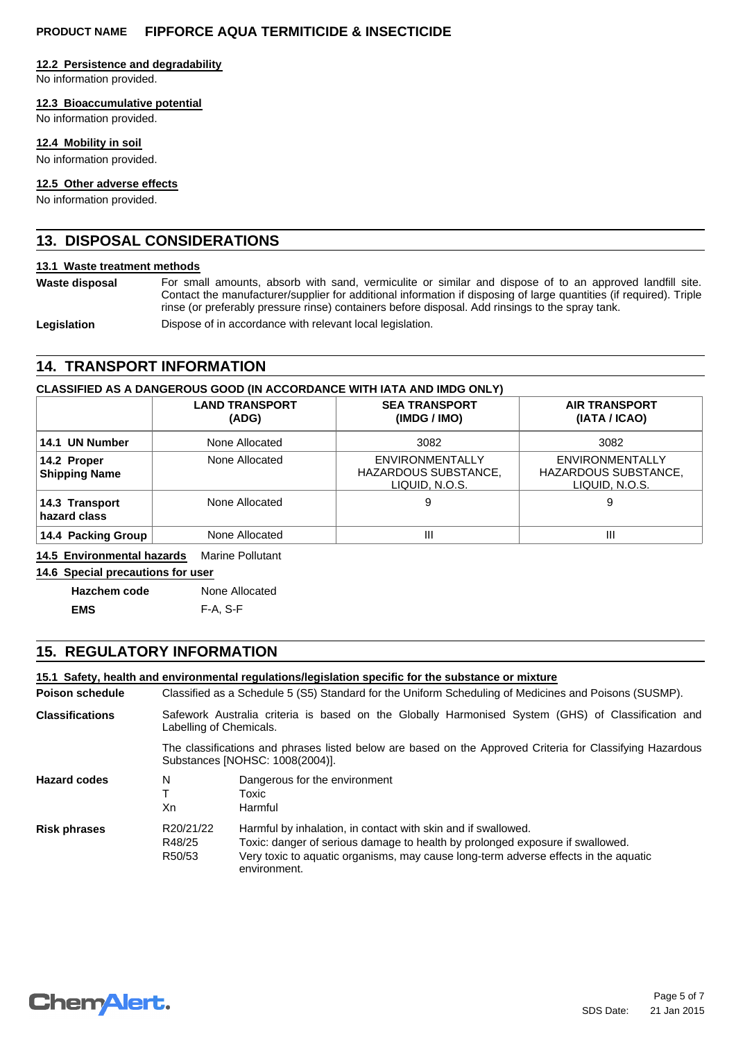#### 12.2 Persistence and degradability

No information provided.

#### 12.3 Bioaccumulative potential

No information provided.

#### 12.4 Mobility in soil

No information provided.

#### 12.5 Other adverse effects

No information provided.

## 13. DISPOSAL CONSIDERATIONS

#### 13.1 Waste treatment methods

**Waste disposal** For small amounts, absorb with sand, vermiculite or similar and dispose of to an approved landfill site. Contact the manufacturer/supplier for additional information if disposing of large quantities (if required). Triple rinse (or preferably pressure rinse) containers before disposal. Add rinsings to the spray tank.

**Legislation** Dispose of in accordance with relevant local legislation.

## 14. TRANSPORT INFORMATION

**CLASSIFIED AS A DANGEROUS GOOD (IN ACCORDANCE WITH IATA AND IMDG ONLY)**

| | LAND TRANSPORT (ADG) | SEA TRANSPORT (IMDG / IMO) | AIR TRANSPORT (IATA / ICAO) |
|---|---|---|---|
| **14.1 UN Number** | None Allocated | 3082 | 3082 |
| **14.2 Proper Shipping Name** | None Allocated | ENVIRONMENTALLY HAZARDOUS SUBSTANCE, LIQUID, N.O.S. | ENVIRONMENTALLY HAZARDOUS SUBSTANCE, LIQUID, N.O.S. |
| **14.3 Transport hazard class** | None Allocated | 9 | 9 |
| **14.4 Packing Group** | None Allocated | III | III |

**14.5 Environmental hazards** Marine Pollutant

**14.6 Special precautions for user**

**Hazchem code** None Allocated

**EMS** F-A, S-F

## 15. REGULATORY INFORMATION

#### 15.1 Safety, health and environmental regulations/legislation specific for the substance or mixture

**Poison schedule** Classified as a Schedule 5 (S5) Standard for the Uniform Scheduling of Medicines and Poisons (SUSMP).

**Classifications** Safework Australia criteria is based on the Globally Harmonised System (GHS) of Classification and Labelling of Chemicals.

The classifications and phrases listed below are based on the Approved Criteria for Classifying Hazardous Substances [NOHSC: 1008(2004)].

**Hazard codes**

| | |
|---|---|
| N | Dangerous for the environment |
| T | Toxic |
| Xn | Harmful |

**Risk phrases**

| | |
|---|---|
| R20/21/22 | Harmful by inhalation, in contact with skin and if swallowed. |
| R48/25 | Toxic: danger of serious damage to health by prolonged exposure if swallowed. |
| R50/53 | Very toxic to aquatic organisms, may cause long-term adverse effects in the aquatic environment. |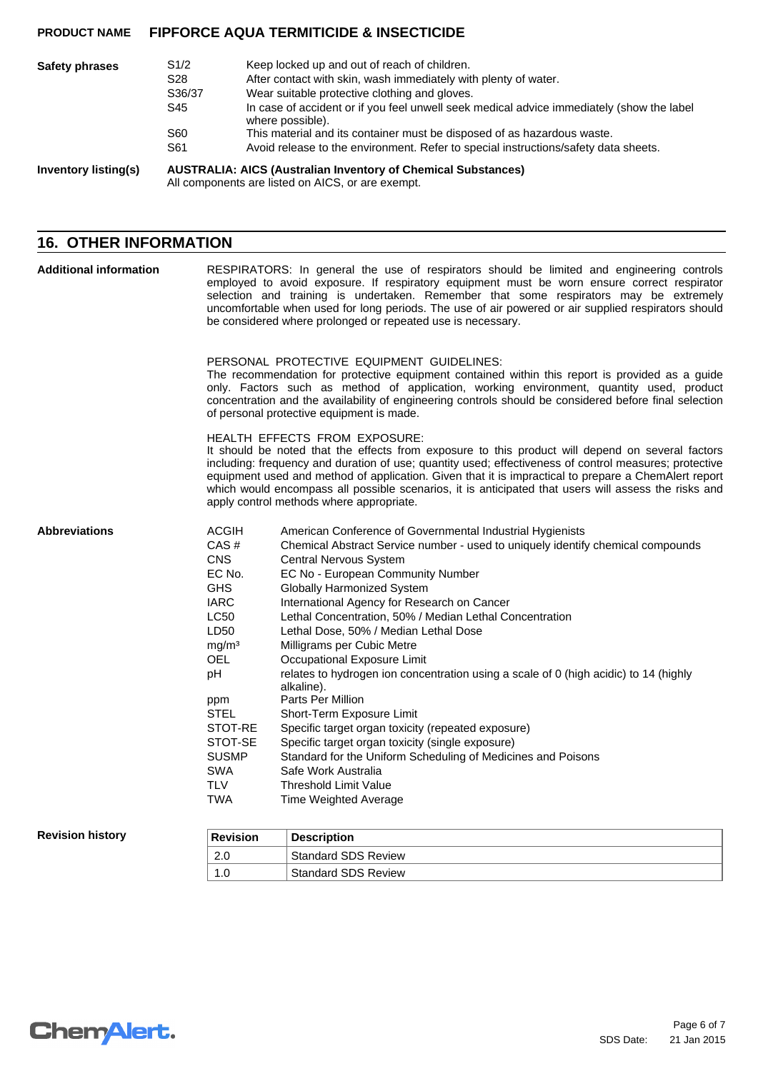**Safety phrases**

| | |
|---|---|
| S1/2 | Keep locked up and out of reach of children. |
| S28 | After contact with skin, wash immediately with plenty of water. |
| S36/37 | Wear suitable protective clothing and gloves. |
| S45 | In case of accident or if you feel unwell seek medical advice immediately (show the label where possible). |
| S60 | This material and its container must be disposed of as hazardous waste. |
| S61 | Avoid release to the environment. Refer to special instructions/safety data sheets. |

**Inventory listing(s)**

**AUSTRALIA: AICS (Australian Inventory of Chemical Substances)**
All components are listed on AICS, or are exempt.

## 16. OTHER INFORMATION

**Additional information**

RESPIRATORS: In general the use of respirators should be limited and engineering controls employed to avoid exposure. If respiratory equipment must be worn ensure correct respirator selection and training is undertaken. Remember that some respirators may be extremely uncomfortable when used for long periods. The use of air powered or air supplied respirators should be considered where prolonged or repeated use is necessary.

PERSONAL PROTECTIVE EQUIPMENT GUIDELINES:
The recommendation for protective equipment contained within this report is provided as a guide only. Factors such as method of application, working environment, quantity used, product concentration and the availability of engineering controls should be considered before final selection of personal protective equipment is made.

HEALTH EFFECTS FROM EXPOSURE:
It should be noted that the effects from exposure to this product will depend on several factors including: frequency and duration of use; quantity used; effectiveness of control measures; protective equipment used and method of application. Given that it is impractical to prepare a ChemAlert report which would encompass all possible scenarios, it is anticipated that users will assess the risks and apply control methods where appropriate.

**Abbreviations**

| | |
|---|---|
| ACGIH | American Conference of Governmental Industrial Hygienists |
| CAS # | Chemical Abstract Service number - used to uniquely identify chemical compounds |
| CNS | Central Nervous System |
| EC No. | EC No - European Community Number |
| GHS | Globally Harmonized System |
| IARC | International Agency for Research on Cancer |
| LC50 | Lethal Concentration, 50% / Median Lethal Concentration |
| LD50 | Lethal Dose, 50% / Median Lethal Dose |
| $mg/m^3$ | Milligrams per Cubic Metre |
| OEL | Occupational Exposure Limit |
| pH | relates to hydrogen ion concentration using a scale of 0 (high acidic) to 14 (highly alkaline). |
| ppm | Parts Per Million |
| STEL | Short-Term Exposure Limit |
| STOT-RE | Specific target organ toxicity (repeated exposure) |
| STOT-SE | Specific target organ toxicity (single exposure) |
| SUSMP | Standard for the Uniform Scheduling of Medicines and Poisons |
| SWA | Safe Work Australia |
| TLV | Threshold Limit Value |
| TWA | Time Weighted Average |

**Revision history**

| Revision | Description |
|---|---|
| 2.0 | Standard SDS Review |
| 1.0 | Standard SDS Review |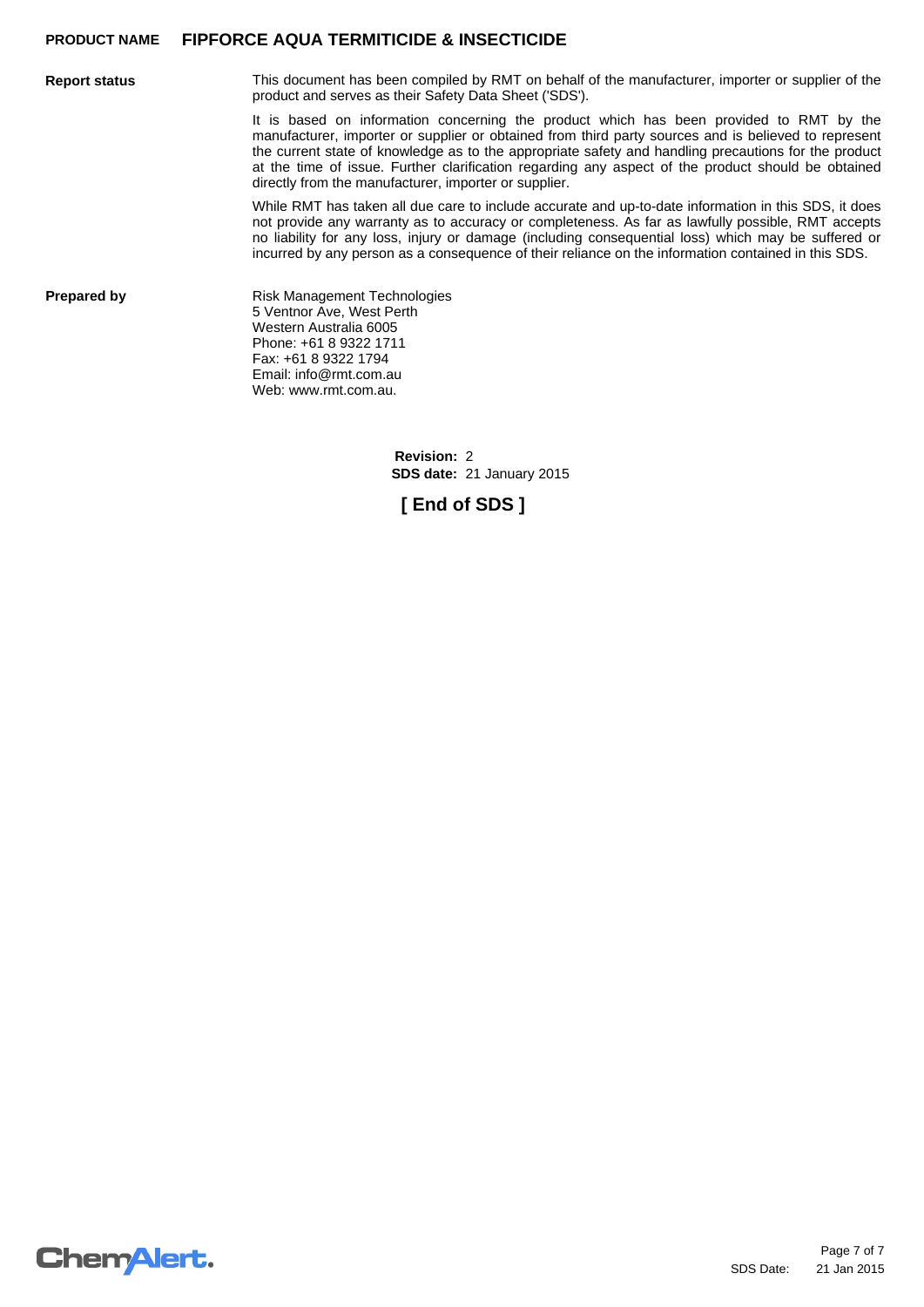**Report status**

This document has been compiled by RMT on behalf of the manufacturer, importer or supplier of the product and serves as their Safety Data Sheet ('SDS').

It is based on information concerning the product which has been provided to RMT by the manufacturer, importer or supplier or obtained from third party sources and is believed to represent the current state of knowledge as to the appropriate safety and handling precautions for the product at the time of issue. Further clarification regarding any aspect of the product should be obtained directly from the manufacturer, importer or supplier.

While RMT has taken all due care to include accurate and up-to-date information in this SDS, it does not provide any warranty as to accuracy or completeness. As far as lawfully possible, RMT accepts no liability for any loss, injury or damage (including consequential loss) which may be suffered or incurred by any person as a consequence of their reliance on the information contained in this SDS.

**Prepared by**

Risk Management Technologies
5 Ventnor Ave, West Perth
Western Australia 6005
Phone: +61 8 9322 1711
Fax: +61 8 9322 1794
Email: info@rmt.com.au
Web: www.rmt.com.au.

**Revision:** 2
**SDS date:** 21 January 2015

**[ End of SDS ]**